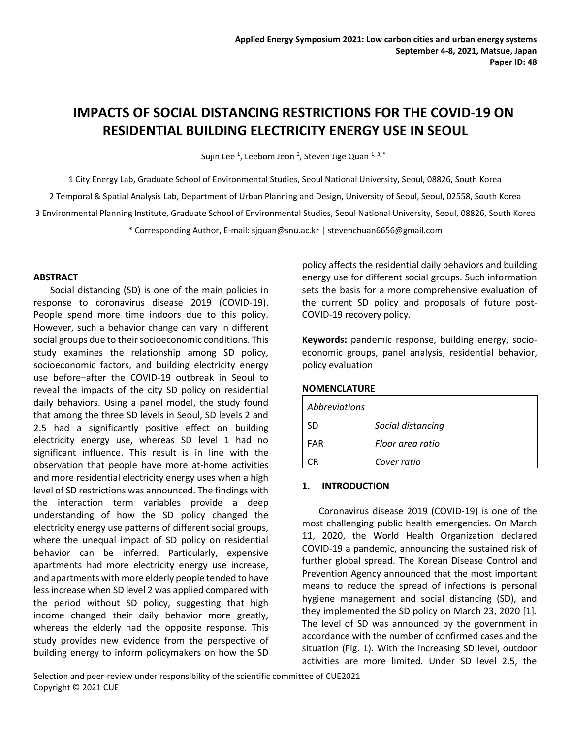# IMPACTS OF SOCIAL DISTANCING RESTRICTIONS FOR THE COVID-19 ON RESIDENTIAL BUILDING ELECTRICITY ENERGY USE IN SEOUL

Sujin Lee [1], Leebom Jeon [2], Steven Jige Quan [1, 3, *]

1 City Energy Lab, Graduate School of Environmental Studies, Seoul National University, Seoul, 08826, South Korea

2 Temporal & Spatial Analysis Lab, Department of Urban Planning and Design, University of Seoul, Seoul, 02558, South Korea

3 Environmental Planning Institute, Graduate School of Environmental Studies, Seoul National University, Seoul, 08826, South Korea

* Corresponding Author, E-mail: sjquan@snu.ac.kr | stevenchuan6656@gmail.com

## ABSTRACT

Social distancing (SD) is one of the main policies in response to coronavirus disease 2019 (COVID-19). People spend more time indoors due to this policy. However, such a behavior change can vary in different social groups due to their socioeconomic conditions. This study examines the relationship among SD policy, socioeconomic factors, and building electricity energy use before–after the COVID-19 outbreak in Seoul to reveal the impacts of the city SD policy on residential daily behaviors. Using a panel model, the study found that among the three SD levels in Seoul, SD levels 2 and 2.5 had a significantly positive effect on building electricity energy use, whereas SD level 1 had no significant influence. This result is in line with the observation that people have more at-home activities and more residential electricity energy uses when a high level of SD restrictions was announced. The findings with the interaction term variables provide a deep understanding of how the SD policy changed the electricity energy use patterns of different social groups, where the unequal impact of SD policy on residential behavior can be inferred. Particularly, expensive apartments had more electricity energy use increase, and apartments with more elderly people tended to have less increase when SD level 2 was applied compared with the period without SD policy, suggesting that high income changed their daily behavior more greatly, whereas the elderly had the opposite response. This study provides new evidence from the perspective of building energy to inform policymakers on how the SD policy affects the residential daily behaviors and building energy use for different social groups. Such information sets the basis for a more comprehensive evaluation of the current SD policy and proposals of future post-COVID-19 recovery policy.

**Keywords:** pandemic response, building energy, socio-economic groups, panel analysis, residential behavior, policy evaluation

## NOMENCLATURE

| | |
|---|---|
| *Abbreviations* | |
| SD | *Social distancing* |
| FAR | *Floor area ratio* |
| CR | *Cover ratio* |

## 1. INTRODUCTION

Coronavirus disease 2019 (COVID-19) is one of the most challenging public health emergencies. On March 11, 2020, the World Health Organization declared COVID-19 a pandemic, announcing the sustained risk of further global spread. The Korean Disease Control and Prevention Agency announced that the most important means to reduce the spread of infections is personal hygiene management and social distancing (SD), and they implemented the SD policy on March 23, 2020 [1]. The level of SD was announced by the government in accordance with the number of confirmed cases and the situation (Fig. 1). With the increasing SD level, outdoor activities are more limited. Under SD level 2.5, the

Selection and peer-review under responsibility of the scientific committee of CUE2021
Copyright © 2021 CUE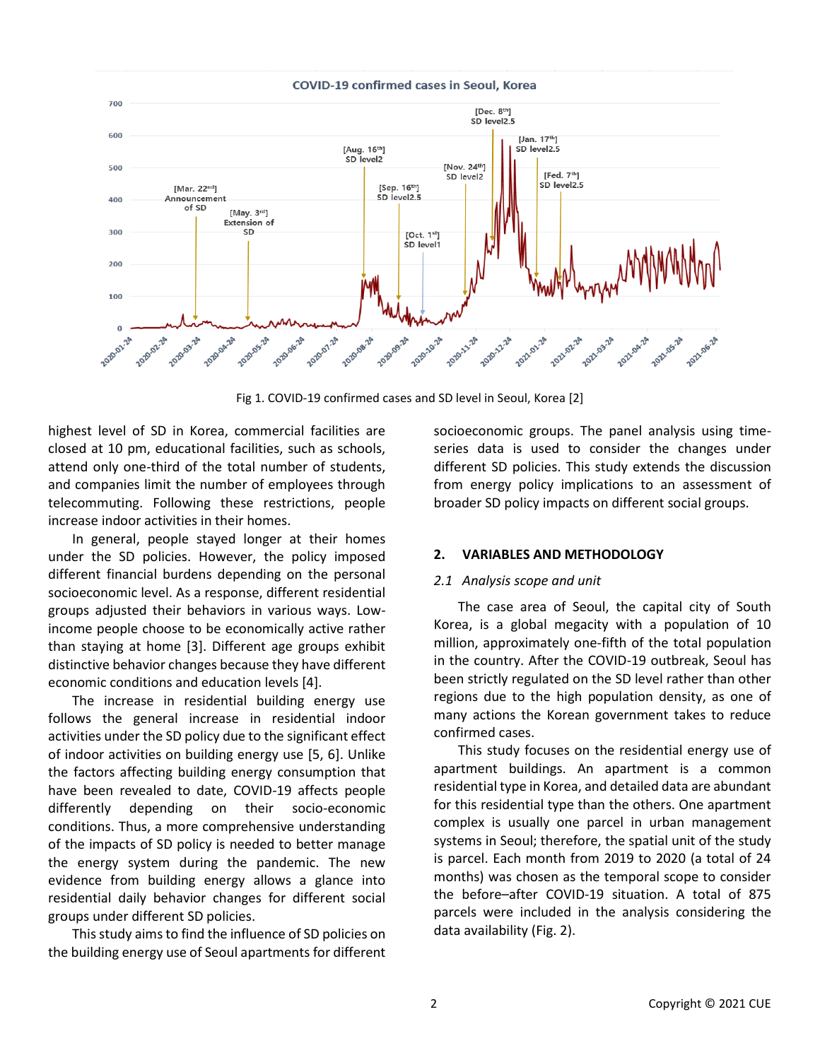COVID-19 confirmed cases in Seoul, Korea

700
600
500
400
300
200
100
0

[Mar. 22nd] Announcement of SD
[May. 3rd] Extension of SD
[Aug. 16th] SD level2
[Sep. 16th] SD level2.5
[Oct. 1st] SD level1
[Nov. 24th] SD level2
[Dec. 8th] SD level2.5
[Jan. 17th] SD level2.5
[Fed. 7th] SD level2.5

2020-01-24, 2020-02-24, 2020-03-24, 2020-04-24, 2020-05-24, 2020-06-24, 2020-07-24, 2020-08-24, 2020-09-24, 2020-10-24, 2020-11-24, 2020-12-24, 2021-01-24, 2021-02-24, 2021-03-24, 2021-04-24, 2021-05-24, 2021-06-24

Fig 1. COVID-19 confirmed cases and SD level in Seoul, Korea [2]

highest level of SD in Korea, commercial facilities are closed at 10 pm, educational facilities, such as schools, attend only one-third of the total number of students, and companies limit the number of employees through telecommuting. Following these restrictions, people increase indoor activities in their homes.

In general, people stayed longer at their homes under the SD policies. However, the policy imposed different financial burdens depending on the personal socioeconomic level. As a response, different residential groups adjusted their behaviors in various ways. Low-income people choose to be economically active rather than staying at home [3]. Different age groups exhibit distinctive behavior changes because they have different economic conditions and education levels [4].

The increase in residential building energy use follows the general increase in residential indoor activities under the SD policy due to the significant effect of indoor activities on building energy use [5, 6]. Unlike the factors affecting building energy consumption that have been revealed to date, COVID-19 affects people differently depending on their socio-economic conditions. Thus, a more comprehensive understanding of the impacts of SD policy is needed to better manage the energy system during the pandemic. The new evidence from building energy allows a glance into residential daily behavior changes for different social groups under different SD policies.

This study aims to find the influence of SD policies on the building energy use of Seoul apartments for different socioeconomic groups. The panel analysis using time-series data is used to consider the changes under different SD policies. This study extends the discussion from energy policy implications to an assessment of broader SD policy impacts on different social groups.

## 2. VARIABLES AND METHODOLOGY

### *2.1 Analysis scope and unit*

The case area of Seoul, the capital city of South Korea, is a global megacity with a population of 10 million, approximately one-fifth of the total population in the country. After the COVID-19 outbreak, Seoul has been strictly regulated on the SD level rather than other regions due to the high population density, as one of many actions the Korean government takes to reduce confirmed cases.

This study focuses on the residential energy use of apartment buildings. An apartment is a common residential type in Korea, and detailed data are abundant for this residential type than the others. One apartment complex is usually one parcel in urban management systems in Seoul; therefore, the spatial unit of the study is parcel. Each month from 2019 to 2020 (a total of 24 months) was chosen as the temporal scope to consider the before–after COVID-19 situation. A total of 875 parcels were included in the analysis considering the data availability (Fig. 2).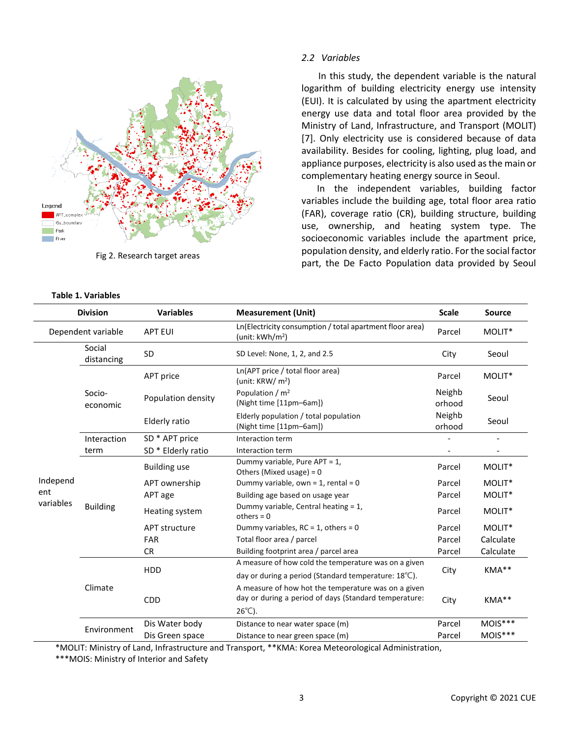Legend

APT_complex

Gu_boundary

Park

River

Fig 2. Research target areas

### *2.2 Variables*

In this study, the dependent variable is the natural logarithm of building electricity energy use intensity (EUI). It is calculated by using the apartment electricity energy use data and total floor area provided by the Ministry of Land, Infrastructure, and Transport (MOLIT) [7]. Only electricity use is considered because of data availability. Besides for cooling, lighting, plug load, and appliance purposes, electricity is also used as the main or complementary heating energy source in Seoul.

In the independent variables, building factor variables include the building age, total floor area ratio (FAR), coverage ratio (CR), building structure, building use, ownership, and heating system type. The socioeconomic variables include the apartment price, population density, and elderly ratio. For the social factor part, the De Facto Population data provided by Seoul

**Table 1. Variables**

| Division | | Variables | Measurement (Unit) | Scale | Source |
|---|---|---|---|---|---|
| Dependent variable | | APT EUI | Ln(Electricity consumption / total apartment floor area) (unit: kWh/m²) | Parcel | MOLIT* |
| Independent variables | Social distancing | SD | SD Level: None, 1, 2, and 2.5 | City | Seoul |
| | Socio-economic | APT price | Ln(APT price / total floor area) (unit: KRW/ m²) | Parcel | MOLIT* |
| | | Population density | Population / m² (Night time [11pm–6am]) | Neighborhood | Seoul |
| | | Elderly ratio | Elderly population / total population (Night time [11pm–6am]) | Neighborhood | Seoul |
| | Interaction term | SD * APT price | Interaction term | - | - |
| | | SD * Elderly ratio | Interaction term | - | - |
| | Building | Building use | Dummy variable, Pure APT = 1, Others (Mixed usage) = 0 | Parcel | MOLIT* |
| | | APT ownership | Dummy variable, own = 1, rental = 0 | Parcel | MOLIT* |
| | | APT age | Building age based on usage year | Parcel | MOLIT* |
| | | Heating system | Dummy variable, Central heating = 1, others = 0 | Parcel | MOLIT* |
| | | APT structure | Dummy variables, RC = 1, others = 0 | Parcel | MOLIT* |
| | | FAR | Total floor area / parcel | Parcel | Calculate |
| | | CR | Building footprint area / parcel area | Parcel | Calculate |
| | Climate | HDD | A measure of how cold the temperature was on a given day or during a period (Standard temperature: 18℃). | City | KMA** |
| | | CDD | A measure of how hot the temperature was on a given day or during a period of days (Standard temperature: 26℃). | City | KMA** |
| | Environment | Dis Water body | Distance to near water space (m) | Parcel | MOIS*** |
| | | Dis Green space | Distance to near green space (m) | Parcel | MOIS*** |

*MOLIT: Ministry of Land, Infrastructure and Transport, **KMA: Korea Meteorological Administration,
***MOIS: Ministry of Interior and Safety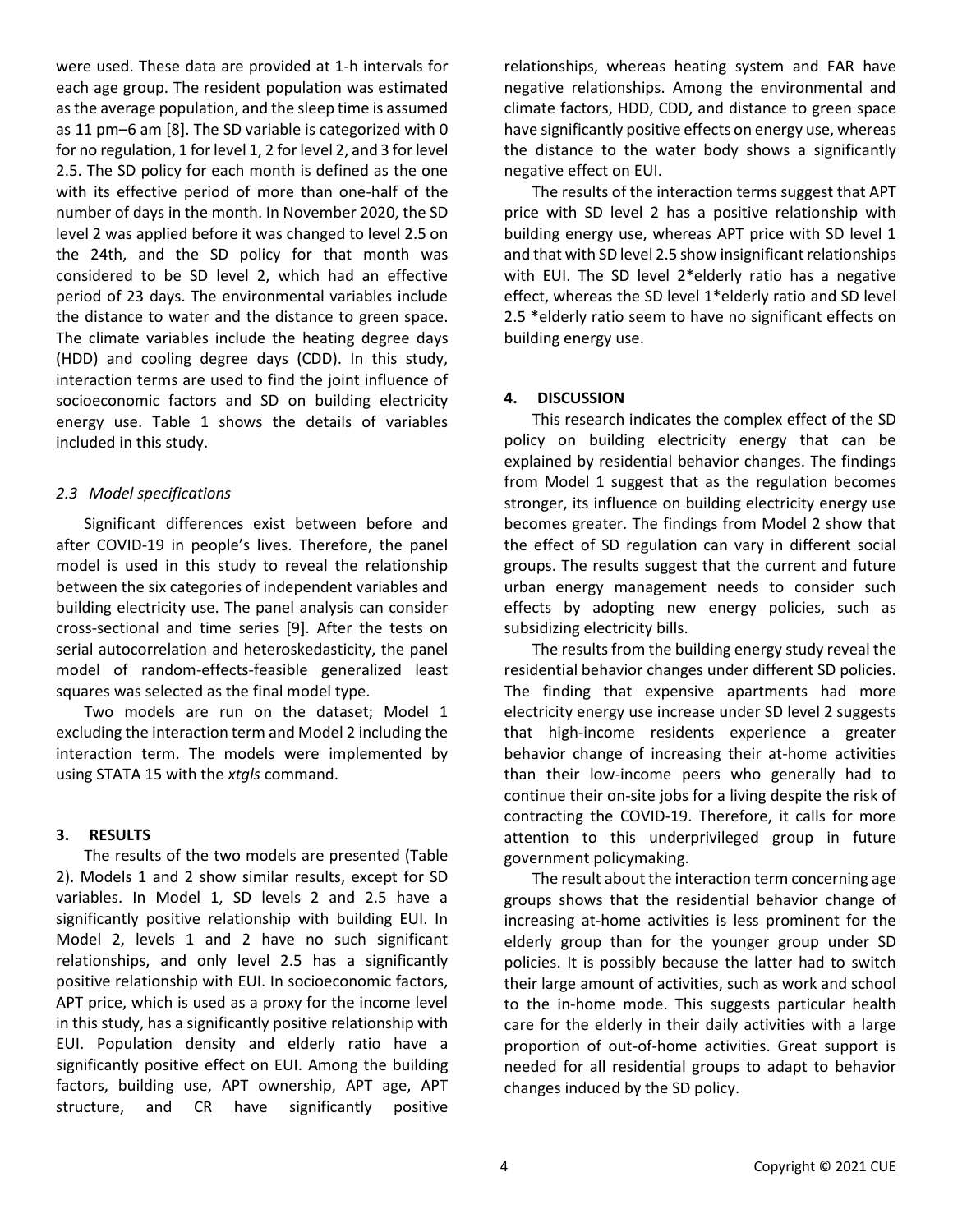were used. These data are provided at 1-h intervals for each age group. The resident population was estimated as the average population, and the sleep time is assumed as 11 pm–6 am [8]. The SD variable is categorized with 0 for no regulation, 1 for level 1, 2 for level 2, and 3 for level 2.5. The SD policy for each month is defined as the one with its effective period of more than one-half of the number of days in the month. In November 2020, the SD level 2 was applied before it was changed to level 2.5 on the 24th, and the SD policy for that month was considered to be SD level 2, which had an effective period of 23 days. The environmental variables include the distance to water and the distance to green space. The climate variables include the heating degree days (HDD) and cooling degree days (CDD). In this study, interaction terms are used to find the joint influence of socioeconomic factors and SD on building electricity energy use. Table 1 shows the details of variables included in this study.

### *2.3 Model specifications*

Significant differences exist between before and after COVID-19 in people's lives. Therefore, the panel model is used in this study to reveal the relationship between the six categories of independent variables and building electricity use. The panel analysis can consider cross-sectional and time series [9]. After the tests on serial autocorrelation and heteroskedasticity, the panel model of random-effects-feasible generalized least squares was selected as the final model type.

Two models are run on the dataset; Model 1 excluding the interaction term and Model 2 including the interaction term. The models were implemented by using STATA 15 with the *xtgls* command.

## 3. RESULTS

The results of the two models are presented (Table 2). Models 1 and 2 show similar results, except for SD variables. In Model 1, SD levels 2 and 2.5 have a significantly positive relationship with building EUI. In Model 2, levels 1 and 2 have no such significant relationships, and only level 2.5 has a significantly positive relationship with EUI. In socioeconomic factors, APT price, which is used as a proxy for the income level in this study, has a significantly positive relationship with EUI. Population density and elderly ratio have a significantly positive effect on EUI. Among the building factors, building use, APT ownership, APT age, APT structure, and CR have significantly positive relationships, whereas heating system and FAR have negative relationships. Among the environmental and climate factors, HDD, CDD, and distance to green space have significantly positive effects on energy use, whereas the distance to the water body shows a significantly negative effect on EUI.

The results of the interaction terms suggest that APT price with SD level 2 has a positive relationship with building energy use, whereas APT price with SD level 1 and that with SD level 2.5 show insignificant relationships with EUI. The SD level 2*elderly ratio has a negative effect, whereas the SD level 1*elderly ratio and SD level 2.5 *elderly ratio seem to have no significant effects on building energy use.

## 4. DISCUSSION

This research indicates the complex effect of the SD policy on building electricity energy that can be explained by residential behavior changes. The findings from Model 1 suggest that as the regulation becomes stronger, its influence on building electricity energy use becomes greater. The findings from Model 2 show that the effect of SD regulation can vary in different social groups. The results suggest that the current and future urban energy management needs to consider such effects by adopting new energy policies, such as subsidizing electricity bills.

The results from the building energy study reveal the residential behavior changes under different SD policies. The finding that expensive apartments had more electricity energy use increase under SD level 2 suggests that high-income residents experience a greater behavior change of increasing their at-home activities than their low-income peers who generally had to continue their on-site jobs for a living despite the risk of contracting the COVID-19. Therefore, it calls for more attention to this underprivileged group in future government policymaking.

The result about the interaction term concerning age groups shows that the residential behavior change of increasing at-home activities is less prominent for the elderly group than for the younger group under SD policies. It is possibly because the latter had to switch their large amount of activities, such as work and school to the in-home mode. This suggests particular health care for the elderly in their daily activities with a large proportion of out-of-home activities. Great support is needed for all residential groups to adapt to behavior changes induced by the SD policy.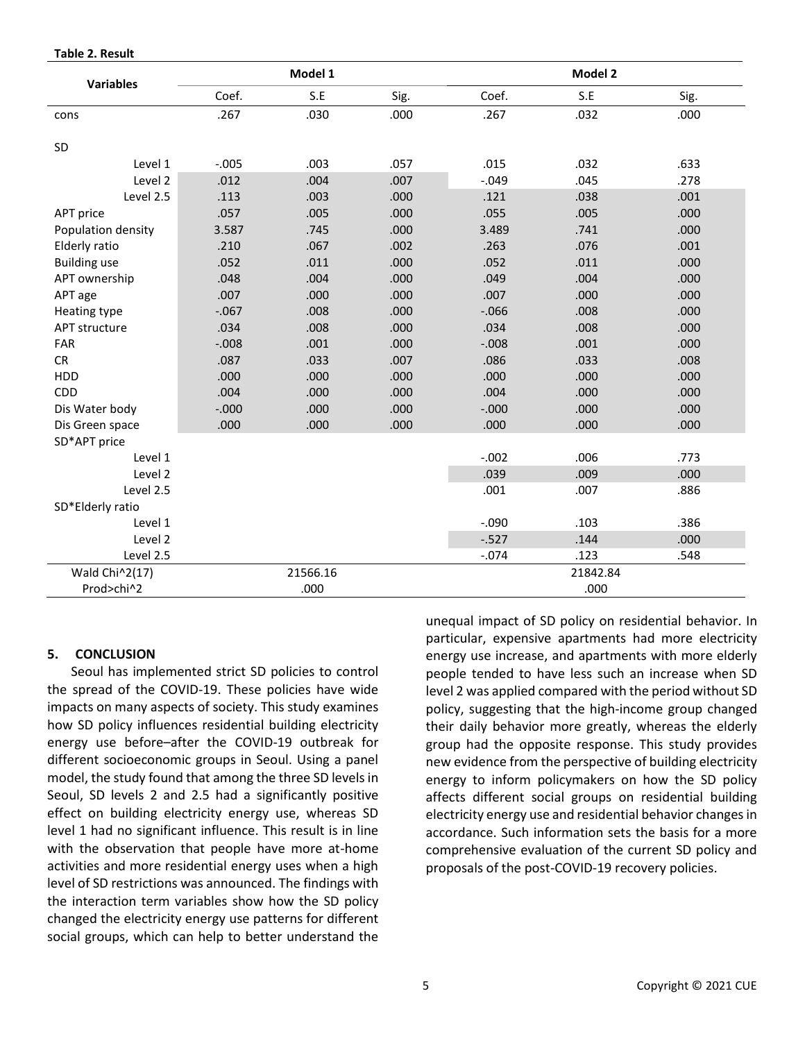**Table 2. Result**

| Variables | Model 1 | | | Model 2 | | |
|---|---|---|---|---|---|---|
| | Coef. | S.E | Sig. | Coef. | S.E | Sig. |
| cons | .267 | .030 | .000 | .267 | .032 | .000 |
| SD | | | | | | |
| Level 1 | -.005 | .003 | .057 | .015 | .032 | .633 |
| Level 2 | .012 | .004 | .007 | -.049 | .045 | .278 |
| Level 2.5 | .113 | .003 | .000 | .121 | .038 | .001 |
| APT price | .057 | .005 | .000 | .055 | .005 | .000 |
| Population density | 3.587 | .745 | .000 | 3.489 | .741 | .000 |
| Elderly ratio | .210 | .067 | .002 | .263 | .076 | .001 |
| Building use | .052 | .011 | .000 | .052 | .011 | .000 |
| APT ownership | .048 | .004 | .000 | .049 | .004 | .000 |
| APT age | .007 | .000 | .000 | .007 | .000 | .000 |
| Heating type | -.067 | .008 | .000 | -.066 | .008 | .000 |
| APT structure | .034 | .008 | .000 | .034 | .008 | .000 |
| FAR | -.008 | .001 | .000 | -.008 | .001 | .000 |
| CR | .087 | .033 | .007 | .086 | .033 | .008 |
| HDD | .000 | .000 | .000 | .000 | .000 | .000 |
| CDD | .004 | .000 | .000 | .004 | .000 | .000 |
| Dis Water body | -.000 | .000 | .000 | -.000 | .000 | .000 |
| Dis Green space | .000 | .000 | .000 | .000 | .000 | .000 |
| SD*APT price | | | | | | |
| Level 1 | | | | -.002 | .006 | .773 |
| Level 2 | | | | .039 | .009 | .000 |
| Level 2.5 | | | | .001 | .007 | .886 |
| SD*Elderly ratio | | | | | | |
| Level 1 | | | | -.090 | .103 | .386 |
| Level 2 | | | | -.527 | .144 | .000 |
| Level 2.5 | | | | -.074 | .123 | .548 |
| Wald Chi^2(17) | 21566.16 | | | 21842.84 | | |
| Prod>chi^2 | .000 | | | .000 | | |

## 5. CONCLUSION

Seoul has implemented strict SD policies to control the spread of the COVID-19. These policies have wide impacts on many aspects of society. This study examines how SD policy influences residential building electricity energy use before–after the COVID-19 outbreak for different socioeconomic groups in Seoul. Using a panel model, the study found that among the three SD levels in Seoul, SD levels 2 and 2.5 had a significantly positive effect on building electricity energy use, whereas SD level 1 had no significant influence. This result is in line with the observation that people have more at-home activities and more residential energy uses when a high level of SD restrictions was announced. The findings with the interaction term variables show how the SD policy changed the electricity energy use patterns for different social groups, which can help to better understand the unequal impact of SD policy on residential behavior. In particular, expensive apartments had more electricity energy use increase, and apartments with more elderly people tended to have less such an increase when SD level 2 was applied compared with the period without SD policy, suggesting that the high-income group changed their daily behavior more greatly, whereas the elderly group had the opposite response. This study provides new evidence from the perspective of building electricity energy to inform policymakers on how the SD policy affects different social groups on residential building electricity energy use and residential behavior changes in accordance. Such information sets the basis for a more comprehensive evaluation of the current SD policy and proposals of the post-COVID-19 recovery policies.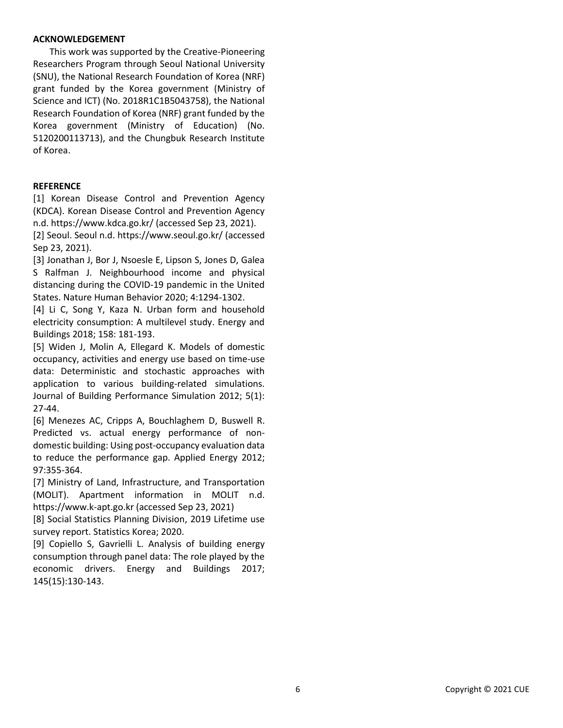## ACKNOWLEDGEMENT

This work was supported by the Creative-Pioneering Researchers Program through Seoul National University (SNU), the National Research Foundation of Korea (NRF) grant funded by the Korea government (Ministry of Science and ICT) (No. 2018R1C1B5043758), the National Research Foundation of Korea (NRF) grant funded by the Korea government (Ministry of Education) (No. 5120200113713), and the Chungbuk Research Institute of Korea.

## REFERENCE

[1] Korean Disease Control and Prevention Agency (KDCA). Korean Disease Control and Prevention Agency n.d. https://www.kdca.go.kr/ (accessed Sep 23, 2021).

[2] Seoul. Seoul n.d. https://www.seoul.go.kr/ (accessed Sep 23, 2021).

[3] Jonathan J, Bor J, Nsoesle E, Lipson S, Jones D, Galea S Ralfman J. Neighbourhood income and physical distancing during the COVID-19 pandemic in the United States. Nature Human Behavior 2020; 4:1294-1302.

[4] Li C, Song Y, Kaza N. Urban form and household electricity consumption: A multilevel study. Energy and Buildings 2018; 158: 181-193.

[5] Widen J, Molin A, Ellegard K. Models of domestic occupancy, activities and energy use based on time-use data: Deterministic and stochastic approaches with application to various building-related simulations. Journal of Building Performance Simulation 2012; 5(1): 27-44.

[6] Menezes AC, Cripps A, Bouchlaghem D, Buswell R. Predicted vs. actual energy performance of non-domestic building: Using post-occupancy evaluation data to reduce the performance gap. Applied Energy 2012; 97:355-364.

[7] Ministry of Land, Infrastructure, and Transportation (MOLIT). Apartment information in MOLIT n.d. https://www.k-apt.go.kr (accessed Sep 23, 2021)

[8] Social Statistics Planning Division, 2019 Lifetime use survey report. Statistics Korea; 2020.

[9] Copiello S, Gavrielli L. Analysis of building energy consumption through panel data: The role played by the economic drivers. Energy and Buildings 2017; 145(15):130-143.